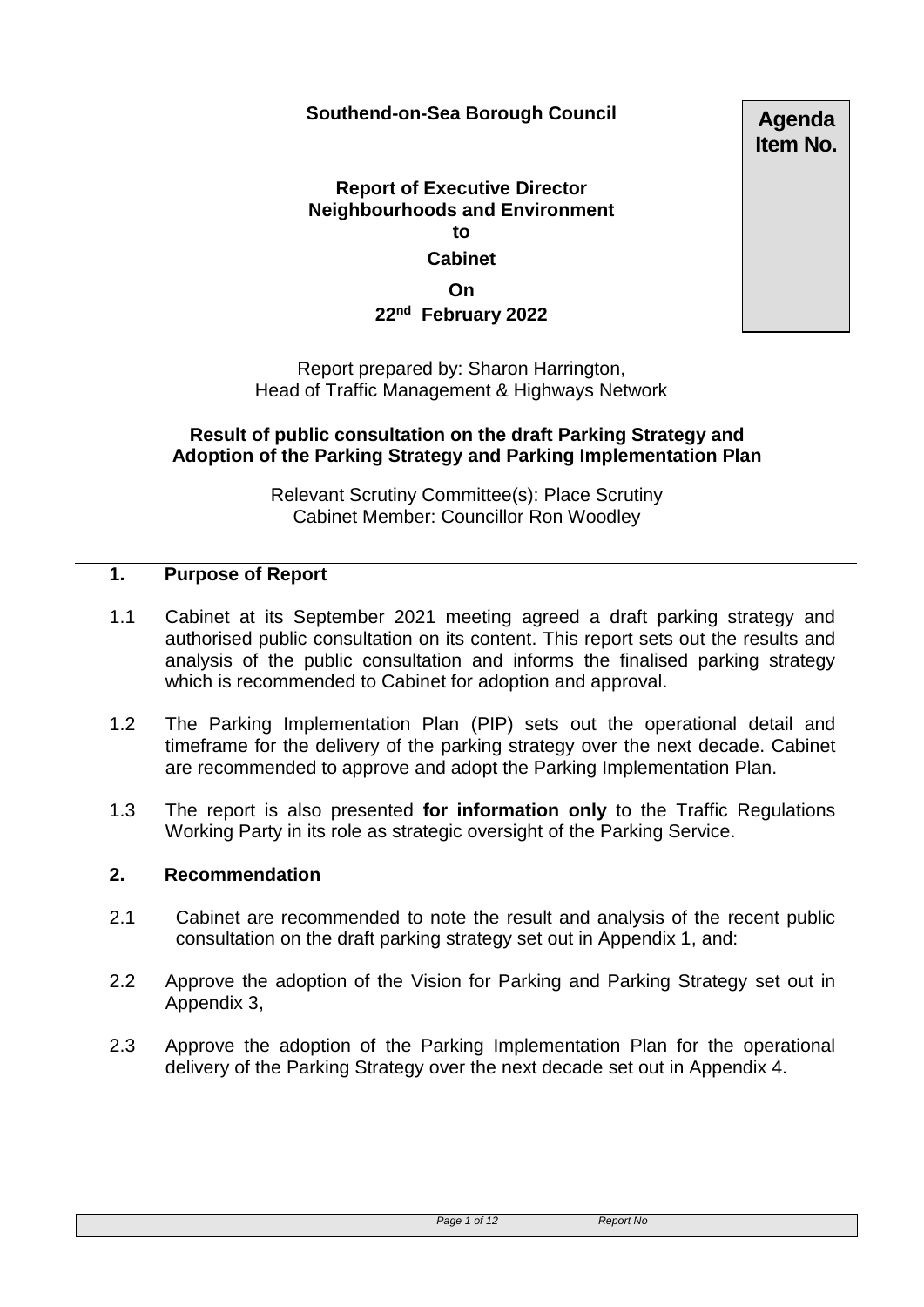**Southend-on-Sea Borough Council**

**Agenda Item No.**

**Report of Executive Director Neighbourhoods and Environment**
**to**
**Cabinet**
**On**
**22nd February 2022**

Report prepared by: Sharon Harrington, Head of Traffic Management & Highways Network

## Result of public consultation on the draft Parking Strategy and Adoption of the Parking Strategy and Parking Implementation Plan

Relevant Scrutiny Committee(s): Place Scrutiny
Cabinet Member: Councillor Ron Woodley

### 1. Purpose of Report

1.1 Cabinet at its September 2021 meeting agreed a draft parking strategy and authorised public consultation on its content. This report sets out the results and analysis of the public consultation and informs the finalised parking strategy which is recommended to Cabinet for adoption and approval.

1.2 The Parking Implementation Plan (PIP) sets out the operational detail and timeframe for the delivery of the parking strategy over the next decade. Cabinet are recommended to approve and adopt the Parking Implementation Plan.

1.3 The report is also presented **for information only** to the Traffic Regulations Working Party in its role as strategic oversight of the Parking Service.

### 2. Recommendation

2.1 Cabinet are recommended to note the result and analysis of the recent public consultation on the draft parking strategy set out in Appendix 1, and:

2.2 Approve the adoption of the Vision for Parking and Parking Strategy set out in Appendix 3,

2.3 Approve the adoption of the Parking Implementation Plan for the operational delivery of the Parking Strategy over the next decade set out in Appendix 4.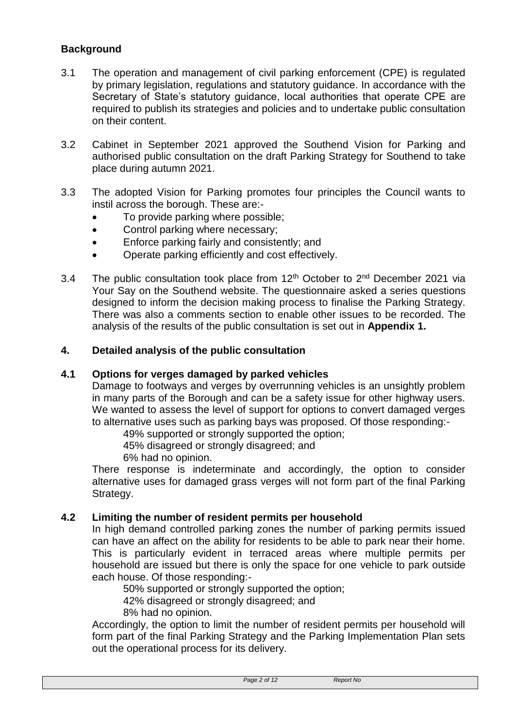## Background

3.1 The operation and management of civil parking enforcement (CPE) is regulated by primary legislation, regulations and statutory guidance. In accordance with the Secretary of State's statutory guidance, local authorities that operate CPE are required to publish its strategies and policies and to undertake public consultation on their content.

3.2 Cabinet in September 2021 approved the Southend Vision for Parking and authorised public consultation on the draft Parking Strategy for Southend to take place during autumn 2021.

3.3 The adopted Vision for Parking promotes four principles the Council wants to instil across the borough. These are:-

- To provide parking where possible;
- Control parking where necessary;
- Enforce parking fairly and consistently; and
- Operate parking efficiently and cost effectively.

3.4 The public consultation took place from 12th October to 2nd December 2021 via Your Say on the Southend website. The questionnaire asked a series questions designed to inform the decision making process to finalise the Parking Strategy. There was also a comments section to enable other issues to be recorded. The analysis of the results of the public consultation is set out in **Appendix 1.**

## 4. Detailed analysis of the public consultation

### 4.1 Options for verges damaged by parked vehicles

Damage to footways and verges by overrunning vehicles is an unsightly problem in many parts of the Borough and can be a safety issue for other highway users. We wanted to assess the level of support for options to convert damaged verges to alternative uses such as parking bays was proposed. Of those responding:-

49% supported or strongly supported the option;
45% disagreed or strongly disagreed; and
6% had no opinion.

There response is indeterminate and accordingly, the option to consider alternative uses for damaged grass verges will not form part of the final Parking Strategy.

### 4.2 Limiting the number of resident permits per household

In high demand controlled parking zones the number of parking permits issued can have an affect on the ability for residents to be able to park near their home. This is particularly evident in terraced areas where multiple permits per household are issued but there is only the space for one vehicle to park outside each house. Of those responding:-

50% supported or strongly supported the option;
42% disagreed or strongly disagreed; and
8% had no opinion.

Accordingly, the option to limit the number of resident permits per household will form part of the final Parking Strategy and the Parking Implementation Plan sets out the operational process for its delivery.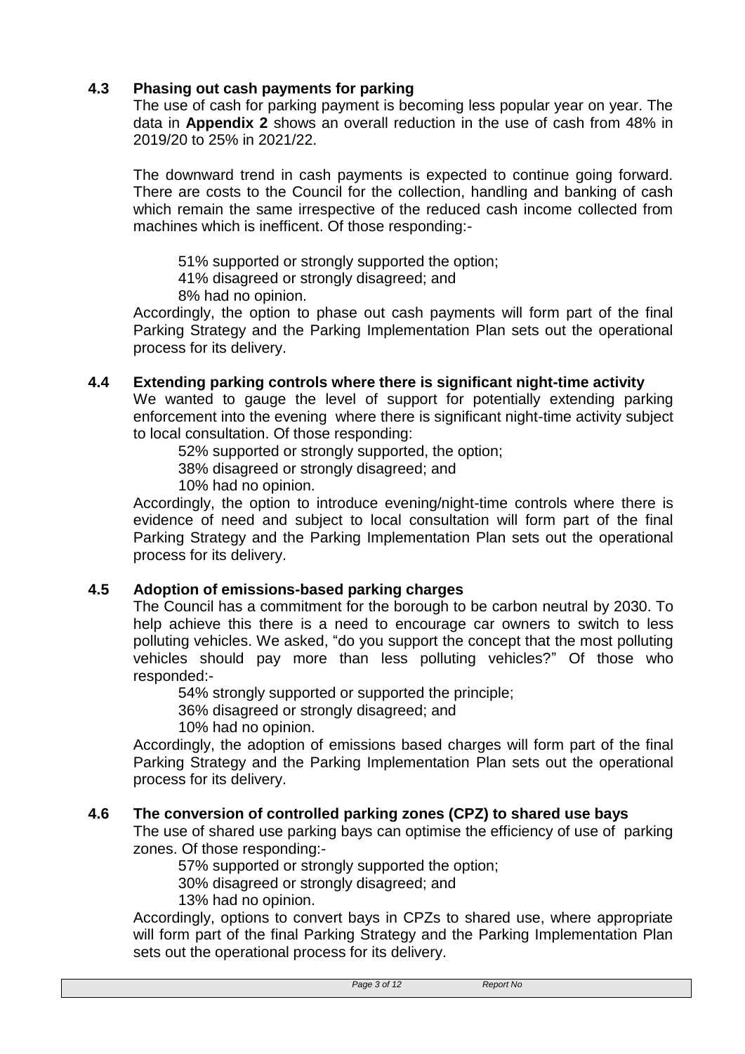### 4.3 Phasing out cash payments for parking

The use of cash for parking payment is becoming less popular year on year. The data in **Appendix 2** shows an overall reduction in the use of cash from 48% in 2019/20 to 25% in 2021/22.

The downward trend in cash payments is expected to continue going forward. There are costs to the Council for the collection, handling and banking of cash which remain the same irrespective of the reduced cash income collected from machines which is inefficent. Of those responding:-

- 51% supported or strongly supported the option;
- 41% disagreed or strongly disagreed; and
- 8% had no opinion.

Accordingly, the option to phase out cash payments will form part of the final Parking Strategy and the Parking Implementation Plan sets out the operational process for its delivery.

### 4.4 Extending parking controls where there is significant night-time activity

We wanted to gauge the level of support for potentially extending parking enforcement into the evening where there is significant night-time activity subject to local consultation. Of those responding:

- 52% supported or strongly supported, the option;
- 38% disagreed or strongly disagreed; and
- 10% had no opinion.

Accordingly, the option to introduce evening/night-time controls where there is evidence of need and subject to local consultation will form part of the final Parking Strategy and the Parking Implementation Plan sets out the operational process for its delivery.

### 4.5 Adoption of emissions-based parking charges

The Council has a commitment for the borough to be carbon neutral by 2030. To help achieve this there is a need to encourage car owners to switch to less polluting vehicles. We asked, "do you support the concept that the most polluting vehicles should pay more than less polluting vehicles?" Of those who responded:-

- 54% strongly supported or supported the principle;
- 36% disagreed or strongly disagreed; and
- 10% had no opinion.

Accordingly, the adoption of emissions based charges will form part of the final Parking Strategy and the Parking Implementation Plan sets out the operational process for its delivery.

### 4.6 The conversion of controlled parking zones (CPZ) to shared use bays

The use of shared use parking bays can optimise the efficiency of use of parking zones. Of those responding:-

- 57% supported or strongly supported the option;
- 30% disagreed or strongly disagreed; and
- 13% had no opinion.

Accordingly, options to convert bays in CPZs to shared use, where appropriate will form part of the final Parking Strategy and the Parking Implementation Plan sets out the operational process for its delivery.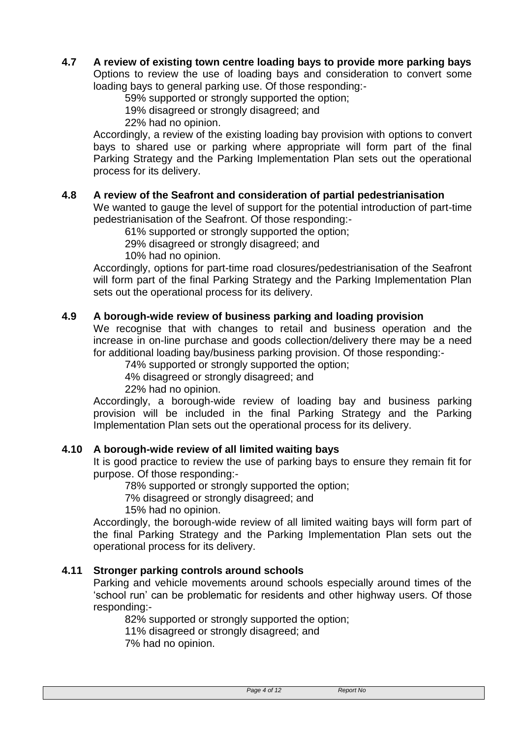**4.7 A review of existing town centre loading bays to provide more parking bays**

Options to review the use of loading bays and consideration to convert some loading bays to general parking use. Of those responding:-

- 59% supported or strongly supported the option;
- 19% disagreed or strongly disagreed; and
- 22% had no opinion.

Accordingly, a review of the existing loading bay provision with options to convert bays to shared use or parking where appropriate will form part of the final Parking Strategy and the Parking Implementation Plan sets out the operational process for its delivery.

**4.8 A review of the Seafront and consideration of partial pedestrianisation**

We wanted to gauge the level of support for the potential introduction of part-time pedestrianisation of the Seafront. Of those responding:-

- 61% supported or strongly supported the option;
- 29% disagreed or strongly disagreed; and
- 10% had no opinion.

Accordingly, options for part-time road closures/pedestrianisation of the Seafront will form part of the final Parking Strategy and the Parking Implementation Plan sets out the operational process for its delivery.

**4.9 A borough-wide review of business parking and loading provision**

We recognise that with changes to retail and business operation and the increase in on-line purchase and goods collection/delivery there may be a need for additional loading bay/business parking provision. Of those responding:-

- 74% supported or strongly supported the option;
- 4% disagreed or strongly disagreed; and
- 22% had no opinion.

Accordingly, a borough-wide review of loading bay and business parking provision will be included in the final Parking Strategy and the Parking Implementation Plan sets out the operational process for its delivery.

**4.10 A borough-wide review of all limited waiting bays**

It is good practice to review the use of parking bays to ensure they remain fit for purpose. Of those responding:-

- 78% supported or strongly supported the option;
- 7% disagreed or strongly disagreed; and
- 15% had no opinion.

Accordingly, the borough-wide review of all limited waiting bays will form part of the final Parking Strategy and the Parking Implementation Plan sets out the operational process for its delivery.

**4.11 Stronger parking controls around schools**

Parking and vehicle movements around schools especially around times of the 'school run' can be problematic for residents and other highway users. Of those responding:-

- 82% supported or strongly supported the option;
- 11% disagreed or strongly disagreed; and
- 7% had no opinion.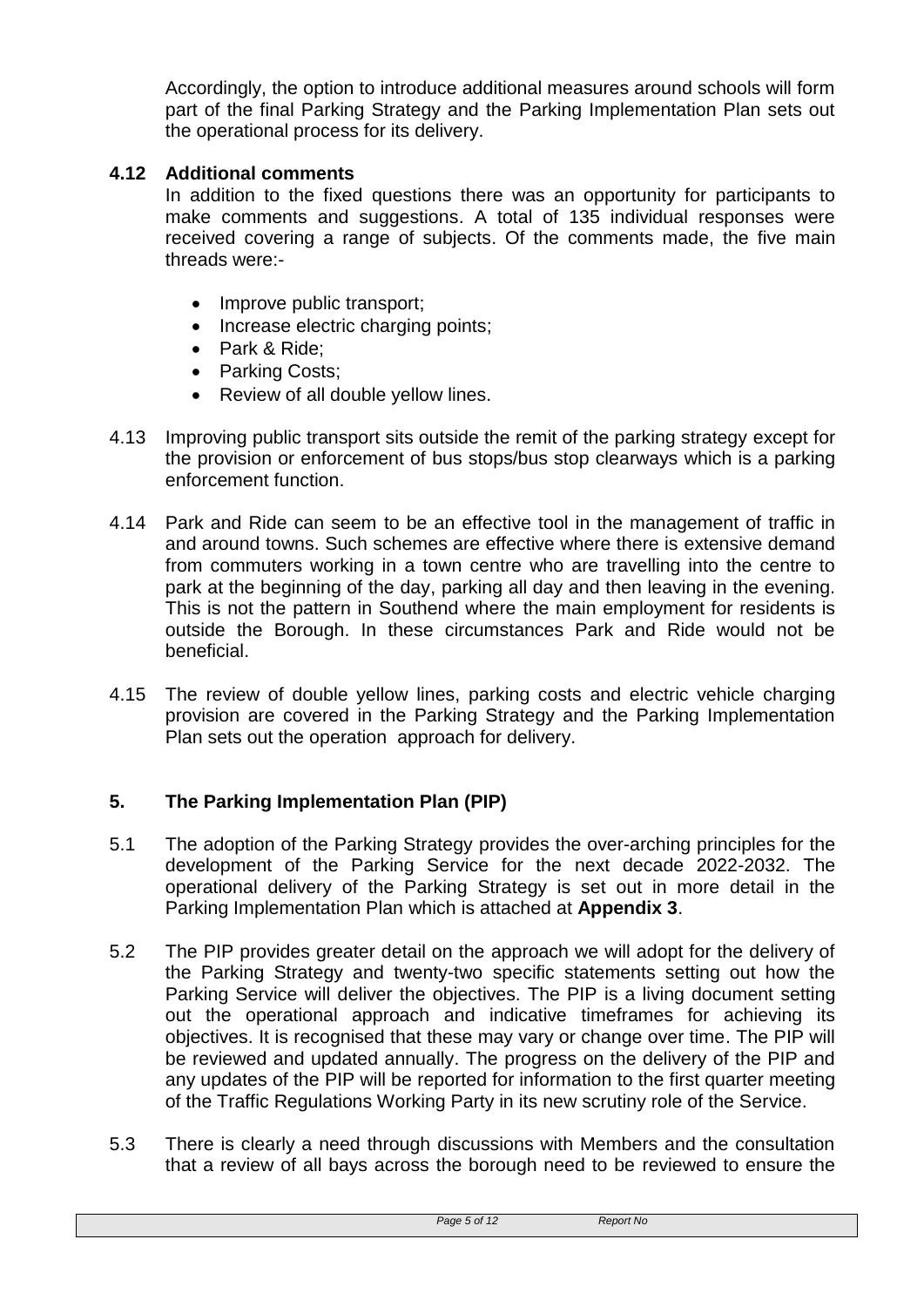Accordingly, the option to introduce additional measures around schools will form part of the final Parking Strategy and the Parking Implementation Plan sets out the operational process for its delivery.

### 4.12 Additional comments

In addition to the fixed questions there was an opportunity for participants to make comments and suggestions. A total of 135 individual responses were received covering a range of subjects. Of the comments made, the five main threads were:-

- Improve public transport;
- Increase electric charging points;
- Park & Ride;
- Parking Costs;
- Review of all double yellow lines.

4.13 Improving public transport sits outside the remit of the parking strategy except for the provision or enforcement of bus stops/bus stop clearways which is a parking enforcement function.

4.14 Park and Ride can seem to be an effective tool in the management of traffic in and around towns. Such schemes are effective where there is extensive demand from commuters working in a town centre who are travelling into the centre to park at the beginning of the day, parking all day and then leaving in the evening. This is not the pattern in Southend where the main employment for residents is outside the Borough. In these circumstances Park and Ride would not be beneficial.

4.15 The review of double yellow lines, parking costs and electric vehicle charging provision are covered in the Parking Strategy and the Parking Implementation Plan sets out the operation approach for delivery.

## 5. The Parking Implementation Plan (PIP)

5.1 The adoption of the Parking Strategy provides the over-arching principles for the development of the Parking Service for the next decade 2022-2032. The operational delivery of the Parking Strategy is set out in more detail in the Parking Implementation Plan which is attached at **Appendix 3**.

5.2 The PIP provides greater detail on the approach we will adopt for the delivery of the Parking Strategy and twenty-two specific statements setting out how the Parking Service will deliver the objectives. The PIP is a living document setting out the operational approach and indicative timeframes for achieving its objectives. It is recognised that these may vary or change over time. The PIP will be reviewed and updated annually. The progress on the delivery of the PIP and any updates of the PIP will be reported for information to the first quarter meeting of the Traffic Regulations Working Party in its new scrutiny role of the Service.

5.3 There is clearly a need through discussions with Members and the consultation that a review of all bays across the borough need to be reviewed to ensure the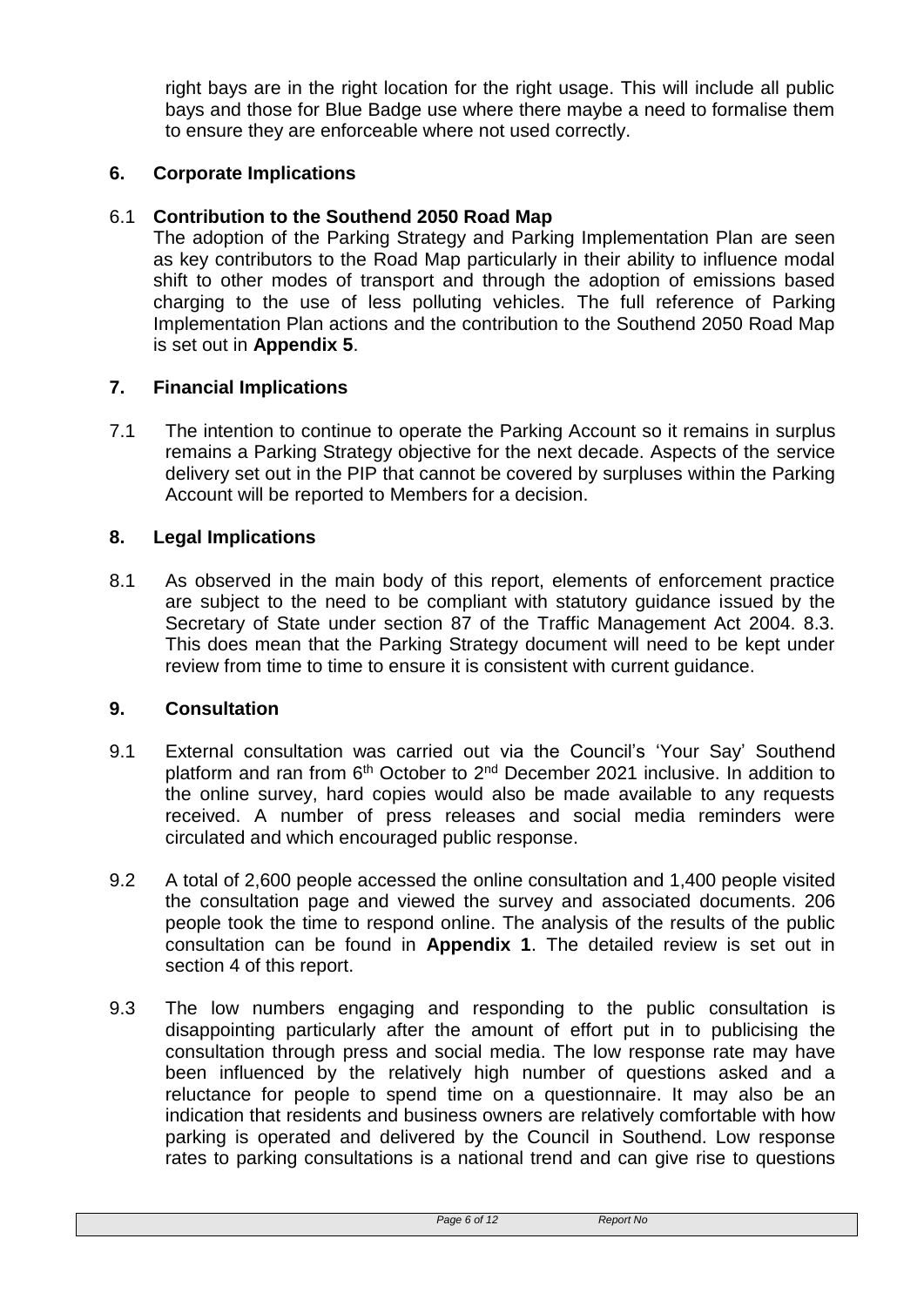right bays are in the right location for the right usage. This will include all public bays and those for Blue Badge use where there maybe a need to formalise them to ensure they are enforceable where not used correctly.

## 6. Corporate Implications

### 6.1 Contribution to the Southend 2050 Road Map

The adoption of the Parking Strategy and Parking Implementation Plan are seen as key contributors to the Road Map particularly in their ability to influence modal shift to other modes of transport and through the adoption of emissions based charging to the use of less polluting vehicles. The full reference of Parking Implementation Plan actions and the contribution to the Southend 2050 Road Map is set out in **Appendix 5**.

## 7. Financial Implications

7.1 The intention to continue to operate the Parking Account so it remains in surplus remains a Parking Strategy objective for the next decade. Aspects of the service delivery set out in the PIP that cannot be covered by surpluses within the Parking Account will be reported to Members for a decision.

## 8. Legal Implications

8.1 As observed in the main body of this report, elements of enforcement practice are subject to the need to be compliant with statutory guidance issued by the Secretary of State under section 87 of the Traffic Management Act 2004. 8.3. This does mean that the Parking Strategy document will need to be kept under review from time to time to ensure it is consistent with current guidance.

## 9. Consultation

9.1 External consultation was carried out via the Council's 'Your Say' Southend platform and ran from 6th October to 2nd December 2021 inclusive. In addition to the online survey, hard copies would also be made available to any requests received. A number of press releases and social media reminders were circulated and which encouraged public response.

9.2 A total of 2,600 people accessed the online consultation and 1,400 people visited the consultation page and viewed the survey and associated documents. 206 people took the time to respond online. The analysis of the results of the public consultation can be found in **Appendix 1**. The detailed review is set out in section 4 of this report.

9.3 The low numbers engaging and responding to the public consultation is disappointing particularly after the amount of effort put in to publicising the consultation through press and social media. The low response rate may have been influenced by the relatively high number of questions asked and a reluctance for people to spend time on a questionnaire. It may also be an indication that residents and business owners are relatively comfortable with how parking is operated and delivered by the Council in Southend. Low response rates to parking consultations is a national trend and can give rise to questions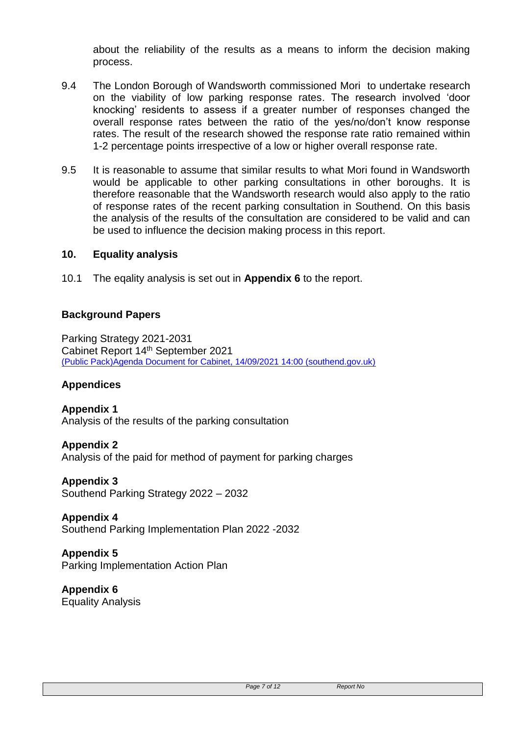about the reliability of the results as a means to inform the decision making process.

9.4 The London Borough of Wandsworth commissioned Mori to undertake research on the viability of low parking response rates. The research involved 'door knocking' residents to assess if a greater number of responses changed the overall response rates between the ratio of the yes/no/don't know response rates. The result of the research showed the response rate ratio remained within 1-2 percentage points irrespective of a low or higher overall response rate.

9.5 It is reasonable to assume that similar results to what Mori found in Wandsworth would be applicable to other parking consultations in other boroughs. It is therefore reasonable that the Wandsworth research would also apply to the ratio of response rates of the recent parking consultation in Southend. On this basis the analysis of the results of the consultation are considered to be valid and can be used to influence the decision making process in this report.

## 10. Equality analysis

10.1 The eqality analysis is set out in **Appendix 6** to the report.

### Background Papers

Parking Strategy 2021-2031
Cabinet Report 14th September 2021
[(Public Pack)Agenda Document for Cabinet, 14/09/2021 14:00 (southend.gov.uk)]

### Appendices

**Appendix 1**
Analysis of the results of the parking consultation

**Appendix 2**
Analysis of the paid for method of payment for parking charges

**Appendix 3**
Southend Parking Strategy 2022 – 2032

**Appendix 4**
Southend Parking Implementation Plan 2022 -2032

**Appendix 5**
Parking Implementation Action Plan

**Appendix 6**
Equality Analysis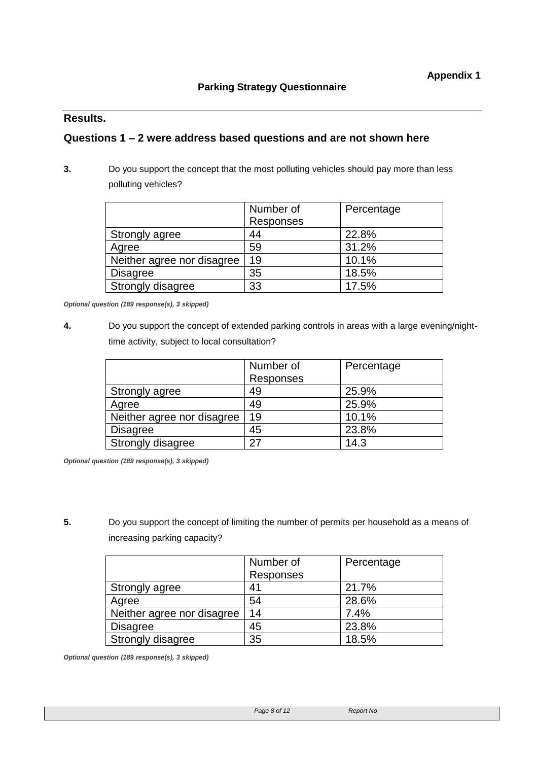**Appendix 1**

**Parking Strategy Questionnaire**

## Results.

### Questions 1 – 2 were address based questions and are not shown here

**3.** Do you support the concept that the most polluting vehicles should pay more than less polluting vehicles?

| | Number of Responses | Percentage |
|---|---|---|
| Strongly agree | 44 | 22.8% |
| Agree | 59 | 31.2% |
| Neither agree nor disagree | 19 | 10.1% |
| Disagree | 35 | 18.5% |
| Strongly disagree | 33 | 17.5% |

***Optional question (189 response(s), 3 skipped)***

**4.** Do you support the concept of extended parking controls in areas with a large evening/night-time activity, subject to local consultation?

| | Number of Responses | Percentage |
|---|---|---|
| Strongly agree | 49 | 25.9% |
| Agree | 49 | 25.9% |
| Neither agree nor disagree | 19 | 10.1% |
| Disagree | 45 | 23.8% |
| Strongly disagree | 27 | 14.3 |

***Optional question (189 response(s), 3 skipped)***

**5.** Do you support the concept of limiting the number of permits per household as a means of increasing parking capacity?

| | Number of Responses | Percentage |
|---|---|---|
| Strongly agree | 41 | 21.7% |
| Agree | 54 | 28.6% |
| Neither agree nor disagree | 14 | 7.4% |
| Disagree | 45 | 23.8% |
| Strongly disagree | 35 | 18.5% |

***Optional question (189 response(s), 3 skipped)***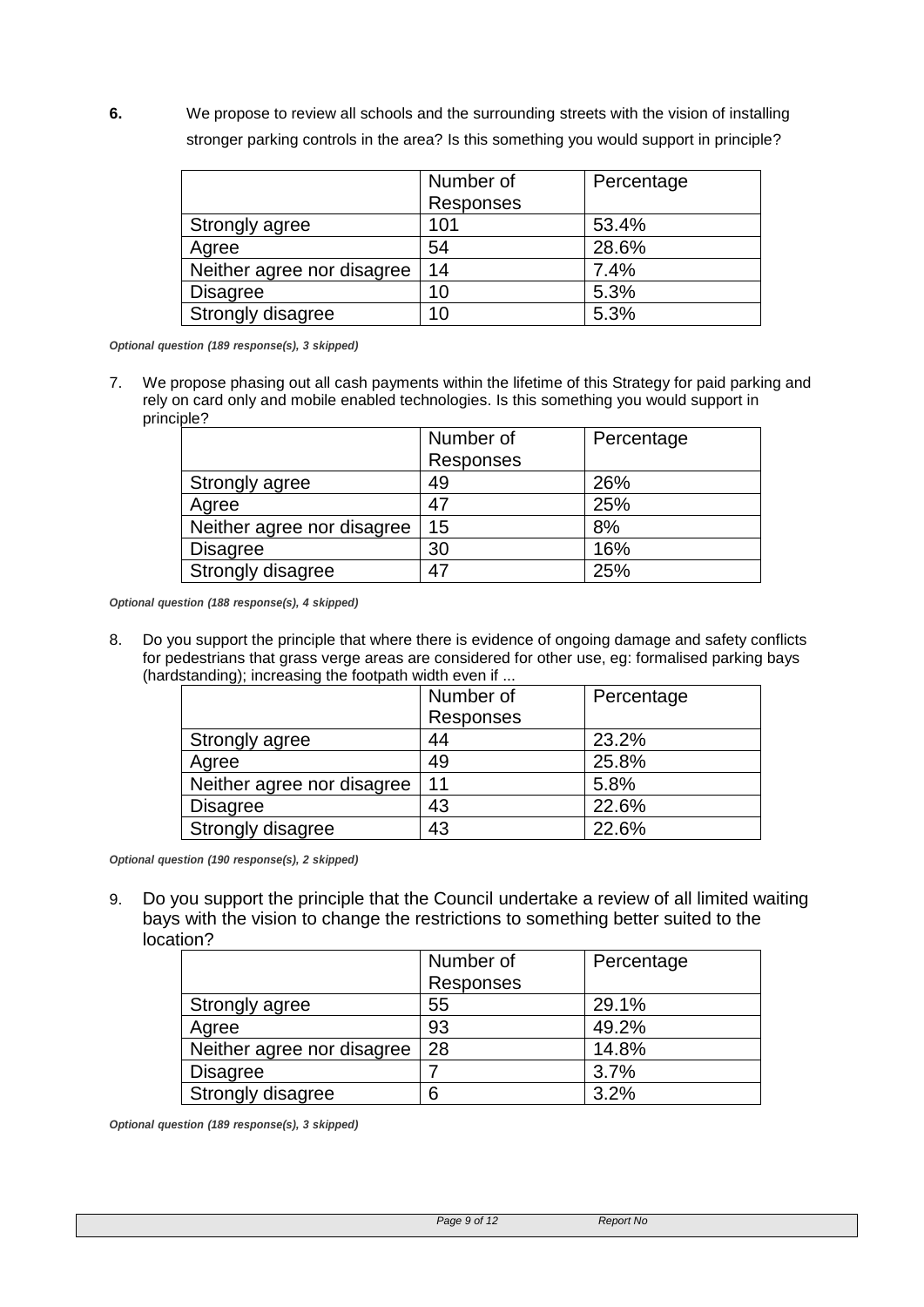**6.** We propose to review all schools and the surrounding streets with the vision of installing stronger parking controls in the area? Is this something you would support in principle?

| | Number of Responses | Percentage |
|---|---|---|
| Strongly agree | 101 | 53.4% |
| Agree | 54 | 28.6% |
| Neither agree nor disagree | 14 | 7.4% |
| Disagree | 10 | 5.3% |
| Strongly disagree | 10 | 5.3% |

***Optional question (189 response(s), 3 skipped)***

7. We propose phasing out all cash payments within the lifetime of this Strategy for paid parking and rely on card only and mobile enabled technologies. Is this something you would support in principle?

| | Number of Responses | Percentage |
|---|---|---|
| Strongly agree | 49 | 26% |
| Agree | 47 | 25% |
| Neither agree nor disagree | 15 | 8% |
| Disagree | 30 | 16% |
| Strongly disagree | 47 | 25% |

***Optional question (188 response(s), 4 skipped)***

8. Do you support the principle that where there is evidence of ongoing damage and safety conflicts for pedestrians that grass verge areas are considered for other use, eg: formalised parking bays (hardstanding); increasing the footpath width even if ...

| | Number of Responses | Percentage |
|---|---|---|
| Strongly agree | 44 | 23.2% |
| Agree | 49 | 25.8% |
| Neither agree nor disagree | 11 | 5.8% |
| Disagree | 43 | 22.6% |
| Strongly disagree | 43 | 22.6% |

***Optional question (190 response(s), 2 skipped)***

9. Do you support the principle that the Council undertake a review of all limited waiting bays with the vision to change the restrictions to something better suited to the location?

| | Number of Responses | Percentage |
|---|---|---|
| Strongly agree | 55 | 29.1% |
| Agree | 93 | 49.2% |
| Neither agree nor disagree | 28 | 14.8% |
| Disagree | 7 | 3.7% |
| Strongly disagree | 6 | 3.2% |

***Optional question (189 response(s), 3 skipped)***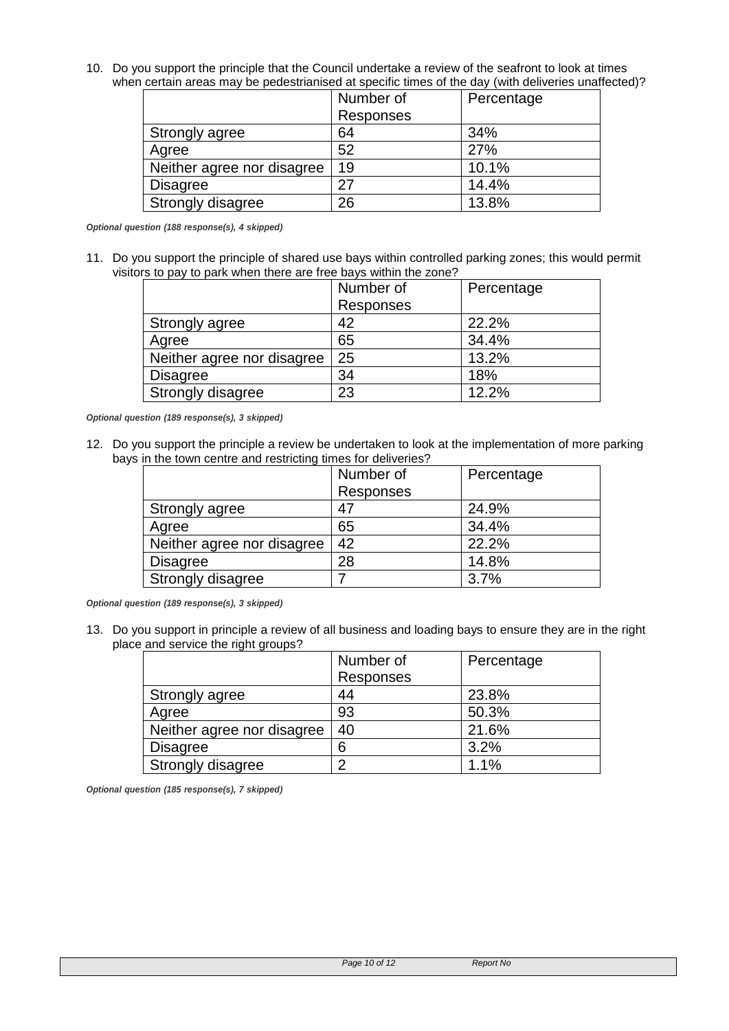10. Do you support the principle that the Council undertake a review of the seafront to look at times when certain areas may be pedestrianised at specific times of the day (with deliveries unaffected)?

| | Number of Responses | Percentage |
|---|---|---|
| Strongly agree | 64 | 34% |
| Agree | 52 | 27% |
| Neither agree nor disagree | 19 | 10.1% |
| Disagree | 27 | 14.4% |
| Strongly disagree | 26 | 13.8% |

***Optional question (188 response(s), 4 skipped)***

11. Do you support the principle of shared use bays within controlled parking zones; this would permit visitors to pay to park when there are free bays within the zone?

| | Number of Responses | Percentage |
|---|---|---|
| Strongly agree | 42 | 22.2% |
| Agree | 65 | 34.4% |
| Neither agree nor disagree | 25 | 13.2% |
| Disagree | 34 | 18% |
| Strongly disagree | 23 | 12.2% |

***Optional question (189 response(s), 3 skipped)***

12. Do you support the principle a review be undertaken to look at the implementation of more parking bays in the town centre and restricting times for deliveries?

| | Number of Responses | Percentage |
|---|---|---|
| Strongly agree | 47 | 24.9% |
| Agree | 65 | 34.4% |
| Neither agree nor disagree | 42 | 22.2% |
| Disagree | 28 | 14.8% |
| Strongly disagree | 7 | 3.7% |

***Optional question (189 response(s), 3 skipped)***

13. Do you support in principle a review of all business and loading bays to ensure they are in the right place and service the right groups?

| | Number of Responses | Percentage |
|---|---|---|
| Strongly agree | 44 | 23.8% |
| Agree | 93 | 50.3% |
| Neither agree nor disagree | 40 | 21.6% |
| Disagree | 6 | 3.2% |
| Strongly disagree | 2 | 1.1% |

***Optional question (185 response(s), 7 skipped)***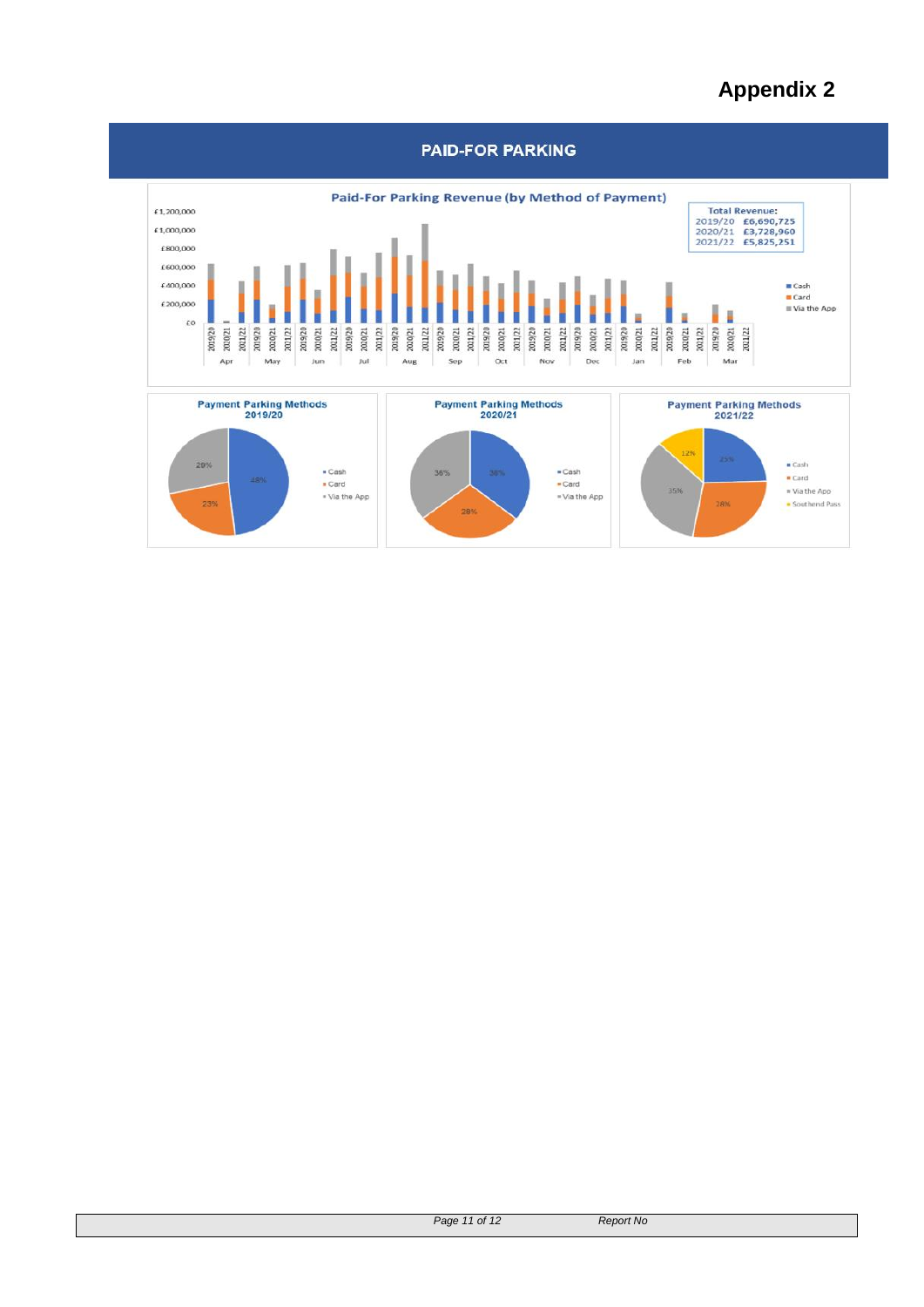# Appendix 2

## PAID-FOR PARKING

**Paid-For Parking Revenue (by Method of Payment)**

**Total Revenue:**

| Year | Revenue |
| --- | --- |
| 2019/20 | £6,690,725 |
| 2020/21 | £3,728,960 |
| 2021/22 | £5,825,251 |

**Payment Parking Methods 2019/20**

- Cash: 48%
- Card: 23%
- Via the App: 29%

**Payment Parking Methods 2020/21**

- Cash: 36%
- Card: 28%
- Via the App: 36%

**Payment Parking Methods 2021/22**

- Cash: 25%
- Card: 28%
- Via the App: 35%
- Southend Pass: 12%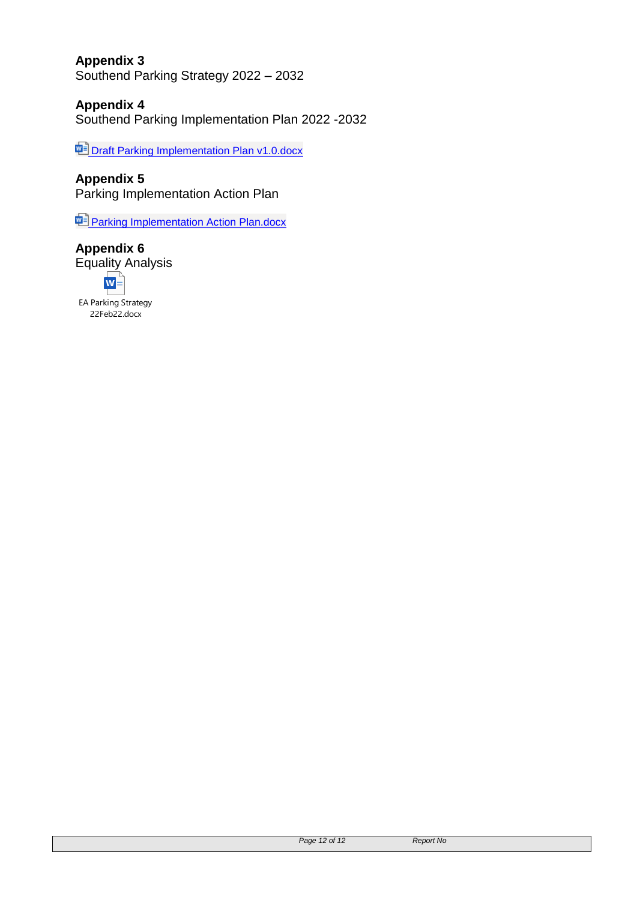**Appendix 3**
Southend Parking Strategy 2022 – 2032

**Appendix 4**
Southend Parking Implementation Plan 2022 -2032

Draft Parking Implementation Plan v1.0.docx

**Appendix 5**
Parking Implementation Action Plan

Parking Implementation Action Plan.docx

**Appendix 6**
Equality Analysis

EA Parking Strategy 22Feb22.docx